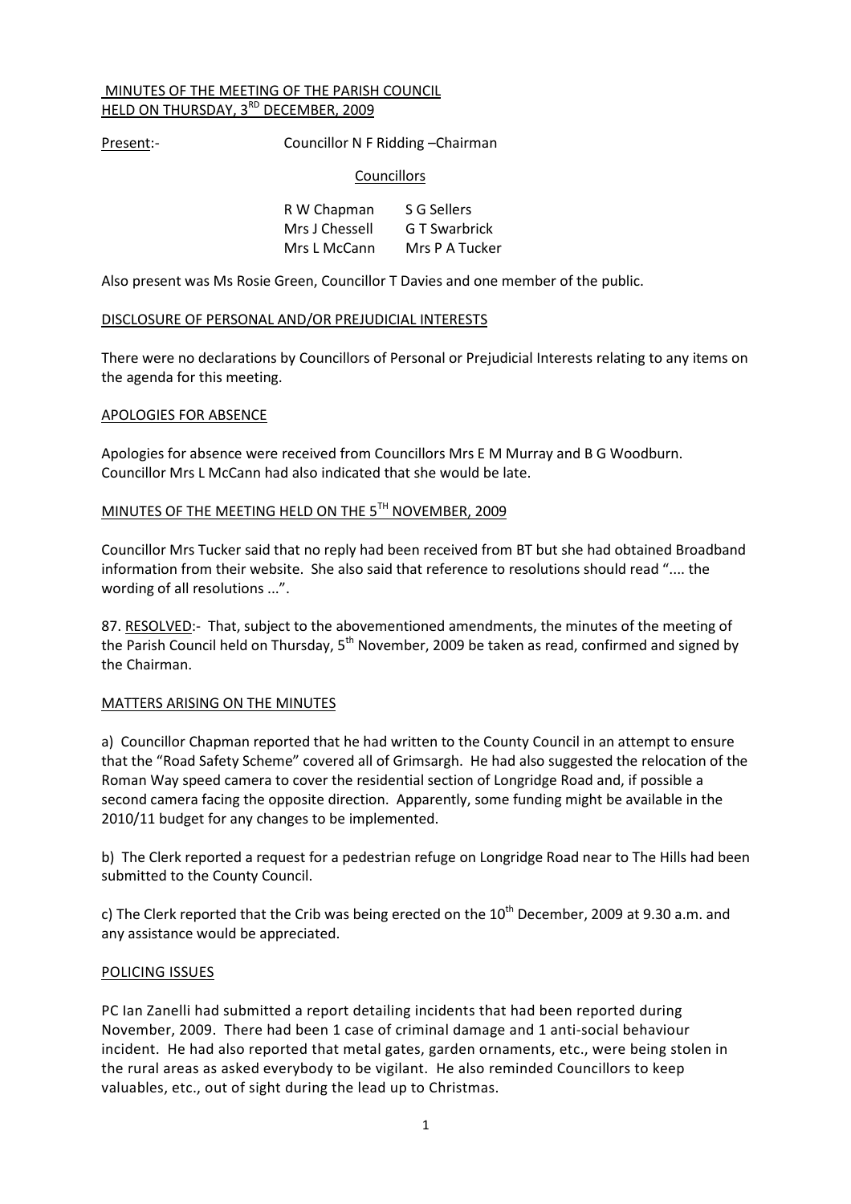MINUTES OF THE MEETING OF THE PARISH COUNCIL
HELD ON THURSDAY, 3RD DECEMBER, 2009

Present:- Councillor N F Ridding –Chairman

Councillors

| | |
|---|---|
| R W Chapman | S G Sellers |
| Mrs J Chessell | G T Swarbrick |
| Mrs L McCann | Mrs P A Tucker |

Also present was Ms Rosie Green, Councillor T Davies and one member of the public.

DISCLOSURE OF PERSONAL AND/OR PREJUDICIAL INTERESTS

There were no declarations by Councillors of Personal or Prejudicial Interests relating to any items on the agenda for this meeting.

APOLOGIES FOR ABSENCE

Apologies for absence were received from Councillors Mrs E M Murray and B G Woodburn. Councillor Mrs L McCann had also indicated that she would be late.

MINUTES OF THE MEETING HELD ON THE 5TH NOVEMBER, 2009

Councillor Mrs Tucker said that no reply had been received from BT but she had obtained Broadband information from their website. She also said that reference to resolutions should read ".... the wording of all resolutions ...".

87. RESOLVED:- That, subject to the abovementioned amendments, the minutes of the meeting of the Parish Council held on Thursday, 5th November, 2009 be taken as read, confirmed and signed by the Chairman.

MATTERS ARISING ON THE MINUTES

a) Councillor Chapman reported that he had written to the County Council in an attempt to ensure that the "Road Safety Scheme" covered all of Grimsargh. He had also suggested the relocation of the Roman Way speed camera to cover the residential section of Longridge Road and, if possible a second camera facing the opposite direction. Apparently, some funding might be available in the 2010/11 budget for any changes to be implemented.

b) The Clerk reported a request for a pedestrian refuge on Longridge Road near to The Hills had been submitted to the County Council.

c) The Clerk reported that the Crib was being erected on the 10th December, 2009 at 9.30 a.m. and any assistance would be appreciated.

POLICING ISSUES

PC Ian Zanelli had submitted a report detailing incidents that had been reported during November, 2009. There had been 1 case of criminal damage and 1 anti-social behaviour incident. He had also reported that metal gates, garden ornaments, etc., were being stolen in the rural areas as asked everybody to be vigilant. He also reminded Councillors to keep valuables, etc., out of sight during the lead up to Christmas.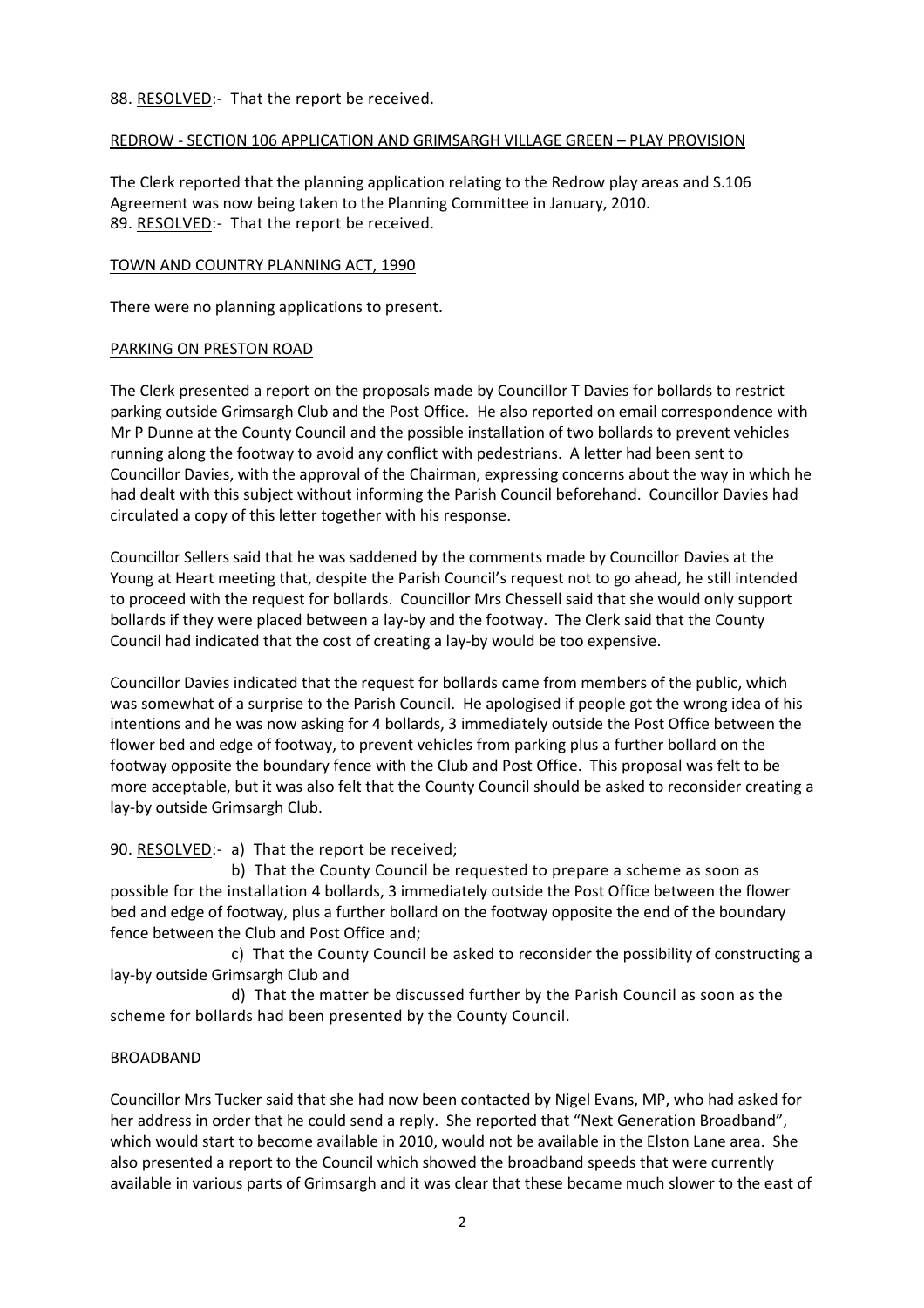88. <u>RESOLVED</u>:- That the report be received.

## <u>REDROW - SECTION 106 APPLICATION AND GRIMSARGH VILLAGE GREEN – PLAY PROVISION</u>

The Clerk reported that the planning application relating to the Redrow play areas and S.106 Agreement was now being taken to the Planning Committee in January, 2010.
89. <u>RESOLVED</u>:- That the report be received.

## <u>TOWN AND COUNTRY PLANNING ACT, 1990</u>

There were no planning applications to present.

## <u>PARKING ON PRESTON ROAD</u>

The Clerk presented a report on the proposals made by Councillor T Davies for bollards to restrict parking outside Grimsargh Club and the Post Office. He also reported on email correspondence with Mr P Dunne at the County Council and the possible installation of two bollards to prevent vehicles running along the footway to avoid any conflict with pedestrians. A letter had been sent to Councillor Davies, with the approval of the Chairman, expressing concerns about the way in which he had dealt with this subject without informing the Parish Council beforehand. Councillor Davies had circulated a copy of this letter together with his response.

Councillor Sellers said that he was saddened by the comments made by Councillor Davies at the Young at Heart meeting that, despite the Parish Council's request not to go ahead, he still intended to proceed with the request for bollards. Councillor Mrs Chessell said that she would only support bollards if they were placed between a lay-by and the footway. The Clerk said that the County Council had indicated that the cost of creating a lay-by would be too expensive.

Councillor Davies indicated that the request for bollards came from members of the public, which was somewhat of a surprise to the Parish Council. He apologised if people got the wrong idea of his intentions and he was now asking for 4 bollards, 3 immediately outside the Post Office between the flower bed and edge of footway, to prevent vehicles from parking plus a further bollard on the footway opposite the boundary fence with the Club and Post Office. This proposal was felt to be more acceptable, but it was also felt that the County Council should be asked to reconsider creating a lay-by outside Grimsargh Club.

90. <u>RESOLVED</u>:- a) That the report be received;

b) That the County Council be requested to prepare a scheme as soon as possible for the installation 4 bollards, 3 immediately outside the Post Office between the flower bed and edge of footway, plus a further bollard on the footway opposite the end of the boundary fence between the Club and Post Office and;

c) That the County Council be asked to reconsider the possibility of constructing a lay-by outside Grimsargh Club and

d) That the matter be discussed further by the Parish Council as soon as the scheme for bollards had been presented by the County Council.

## <u>BROADBAND</u>

Councillor Mrs Tucker said that she had now been contacted by Nigel Evans, MP, who had asked for her address in order that he could send a reply. She reported that "Next Generation Broadband", which would start to become available in 2010, would not be available in the Elston Lane area. She also presented a report to the Council which showed the broadband speeds that were currently available in various parts of Grimsargh and it was clear that these became much slower to the east of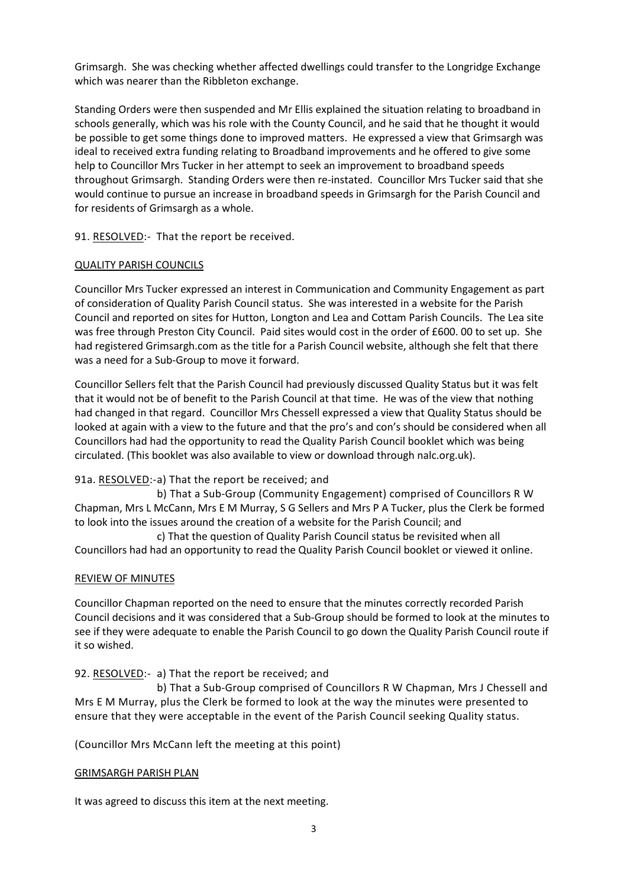Grimsargh. She was checking whether affected dwellings could transfer to the Longridge Exchange which was nearer than the Ribbleton exchange.

Standing Orders were then suspended and Mr Ellis explained the situation relating to broadband in schools generally, which was his role with the County Council, and he said that he thought it would be possible to get some things done to improved matters. He expressed a view that Grimsargh was ideal to received extra funding relating to Broadband improvements and he offered to give some help to Councillor Mrs Tucker in her attempt to seek an improvement to broadband speeds throughout Grimsargh. Standing Orders were then re-instated. Councillor Mrs Tucker said that she would continue to pursue an increase in broadband speeds in Grimsargh for the Parish Council and for residents of Grimsargh as a whole.

91. <u>RESOLVED</u>:- That the report be received.

## <u>QUALITY PARISH COUNCILS</u>

Councillor Mrs Tucker expressed an interest in Communication and Community Engagement as part of consideration of Quality Parish Council status. She was interested in a website for the Parish Council and reported on sites for Hutton, Longton and Lea and Cottam Parish Councils. The Lea site was free through Preston City Council. Paid sites would cost in the order of £600. 00 to set up. She had registered Grimsargh.com as the title for a Parish Council website, although she felt that there was a need for a Sub-Group to move it forward.

Councillor Sellers felt that the Parish Council had previously discussed Quality Status but it was felt that it would not be of benefit to the Parish Council at that time. He was of the view that nothing had changed in that regard. Councillor Mrs Chessell expressed a view that Quality Status should be looked at again with a view to the future and that the pro's and con's should be considered when all Councillors had had the opportunity to read the Quality Parish Council booklet which was being circulated. (This booklet was also available to view or download through nalc.org.uk).

91a. <u>RESOLVED</u>:-a) That the report be received; and

b) That a Sub-Group (Community Engagement) comprised of Councillors R W Chapman, Mrs L McCann, Mrs E M Murray, S G Sellers and Mrs P A Tucker, plus the Clerk be formed to look into the issues around the creation of a website for the Parish Council; and

c) That the question of Quality Parish Council status be revisited when all Councillors had had an opportunity to read the Quality Parish Council booklet or viewed it online.

## <u>REVIEW OF MINUTES</u>

Councillor Chapman reported on the need to ensure that the minutes correctly recorded Parish Council decisions and it was considered that a Sub-Group should be formed to look at the minutes to see if they were adequate to enable the Parish Council to go down the Quality Parish Council route if it so wished.

92. <u>RESOLVED</u>:- a) That the report be received; and

b) That a Sub-Group comprised of Councillors R W Chapman, Mrs J Chessell and Mrs E M Murray, plus the Clerk be formed to look at the way the minutes were presented to ensure that they were acceptable in the event of the Parish Council seeking Quality status.

(Councillor Mrs McCann left the meeting at this point)

## <u>GRIMSARGH PARISH PLAN</u>

It was agreed to discuss this item at the next meeting.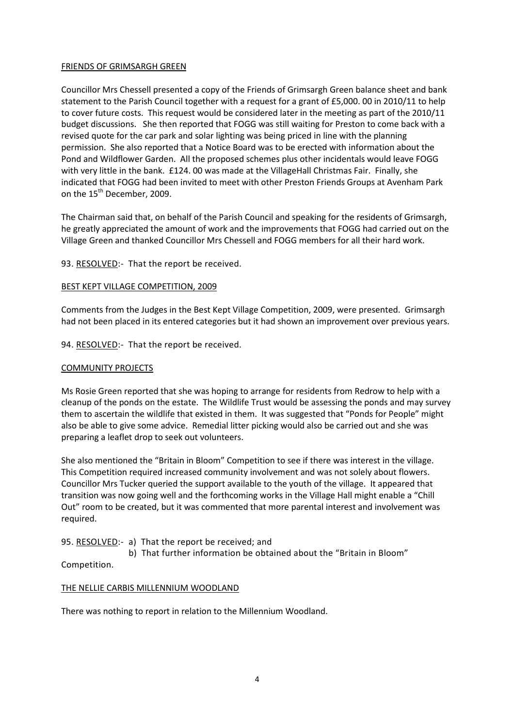FRIENDS OF GRIMSARGH GREEN

Councillor Mrs Chessell presented a copy of the Friends of Grimsargh Green balance sheet and bank statement to the Parish Council together with a request for a grant of £5,000. 00 in 2010/11 to help to cover future costs. This request would be considered later in the meeting as part of the 2010/11 budget discussions. She then reported that FOGG was still waiting for Preston to come back with a revised quote for the car park and solar lighting was being priced in line with the planning permission. She also reported that a Notice Board was to be erected with information about the Pond and Wildflower Garden. All the proposed schemes plus other incidentals would leave FOGG with very little in the bank. £124. 00 was made at the VillageHall Christmas Fair. Finally, she indicated that FOGG had been invited to meet with other Preston Friends Groups at Avenham Park on the 15th December, 2009.

The Chairman said that, on behalf of the Parish Council and speaking for the residents of Grimsargh, he greatly appreciated the amount of work and the improvements that FOGG had carried out on the Village Green and thanked Councillor Mrs Chessell and FOGG members for all their hard work.

93. RESOLVED:- That the report be received.

BEST KEPT VILLAGE COMPETITION, 2009

Comments from the Judges in the Best Kept Village Competition, 2009, were presented. Grimsargh had not been placed in its entered categories but it had shown an improvement over previous years.

94. RESOLVED:- That the report be received.

COMMUNITY PROJECTS

Ms Rosie Green reported that she was hoping to arrange for residents from Redrow to help with a cleanup of the ponds on the estate. The Wildlife Trust would be assessing the ponds and may survey them to ascertain the wildlife that existed in them. It was suggested that "Ponds for People" might also be able to give some advice. Remedial litter picking would also be carried out and she was preparing a leaflet drop to seek out volunteers.

She also mentioned the "Britain in Bloom" Competition to see if there was interest in the village. This Competition required increased community involvement and was not solely about flowers. Councillor Mrs Tucker queried the support available to the youth of the village. It appeared that transition was now going well and the forthcoming works in the Village Hall might enable a "Chill Out" room to be created, but it was commented that more parental interest and involvement was required.

95. RESOLVED:- a) That the report be received; and
b) That further information be obtained about the "Britain in Bloom" Competition.

THE NELLIE CARBIS MILLENNIUM WOODLAND

There was nothing to report in relation to the Millennium Woodland.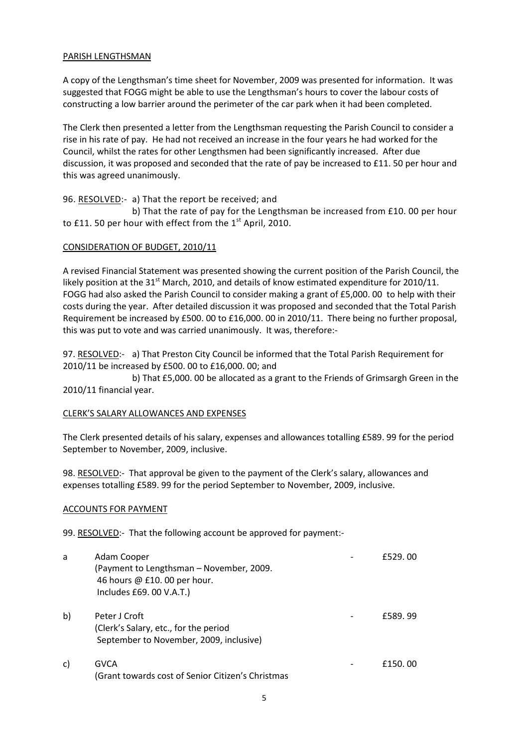PARISH LENGTHSMAN

A copy of the Lengthsman's time sheet for November, 2009 was presented for information. It was suggested that FOGG might be able to use the Lengthsman's hours to cover the labour costs of constructing a low barrier around the perimeter of the car park when it had been completed.

The Clerk then presented a letter from the Lengthsman requesting the Parish Council to consider a rise in his rate of pay. He had not received an increase in the four years he had worked for the Council, whilst the rates for other Lengthsmen had been significantly increased. After due discussion, it was proposed and seconded that the rate of pay be increased to £11. 50 per hour and this was agreed unanimously.

96. RESOLVED:- a) That the report be received; and

b) That the rate of pay for the Lengthsman be increased from £10. 00 per hour to £11. 50 per hour with effect from the 1st April, 2010.

CONSIDERATION OF BUDGET, 2010/11

A revised Financial Statement was presented showing the current position of the Parish Council, the likely position at the 31st March, 2010, and details of know estimated expenditure for 2010/11. FOGG had also asked the Parish Council to consider making a grant of £5,000. 00 to help with their costs during the year. After detailed discussion it was proposed and seconded that the Total Parish Requirement be increased by £500. 00 to £16,000. 00 in 2010/11. There being no further proposal, this was put to vote and was carried unanimously. It was, therefore:-

97. RESOLVED:- a) That Preston City Council be informed that the Total Parish Requirement for 2010/11 be increased by £500. 00 to £16,000. 00; and

b) That £5,000. 00 be allocated as a grant to the Friends of Grimsargh Green in the 2010/11 financial year.

CLERK'S SALARY ALLOWANCES AND EXPENSES

The Clerk presented details of his salary, expenses and allowances totalling £589. 99 for the period September to November, 2009, inclusive.

98. RESOLVED:- That approval be given to the payment of the Clerk's salary, allowances and expenses totalling £589. 99 for the period September to November, 2009, inclusive.

ACCOUNTS FOR PAYMENT

99. RESOLVED:- That the following account be approved for payment:-

| | | | |
|---|---|---|---|
| a | Adam Cooper<br>(Payment to Lengthsman – November, 2009.<br>46 hours @ £10. 00 per hour.<br>Includes £69. 00 V.A.T.) | - | £529. 00 |
| b) | Peter J Croft<br>(Clerk's Salary, etc., for the period<br>September to November, 2009, inclusive) | - | £589. 99 |
| c) | GVCA<br>(Grant towards cost of Senior Citizen's Christmas | - | £150. 00 |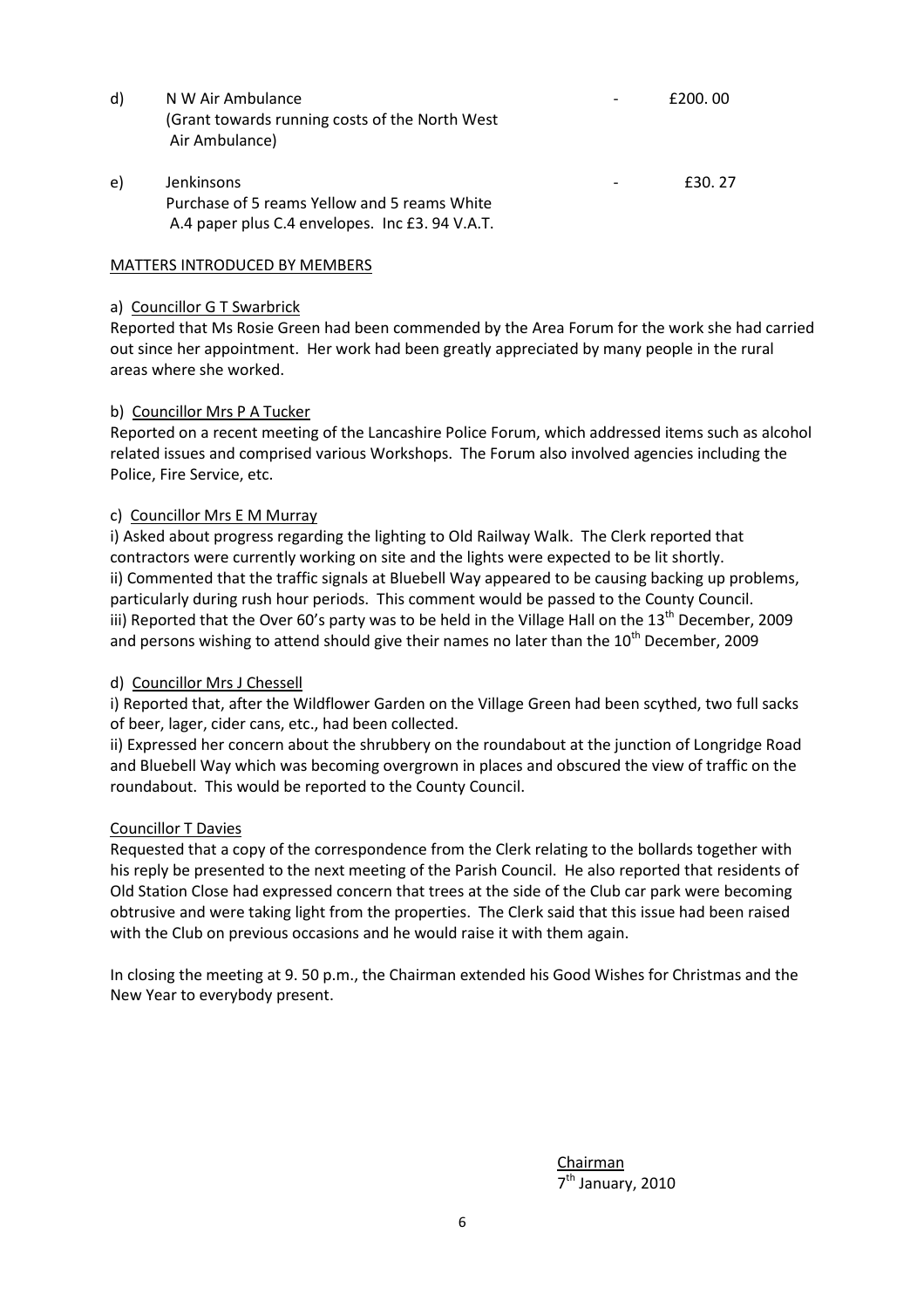d) N W Air Ambulance - £200. 00
(Grant towards running costs of the North West Air Ambulance)

e) Jenkinsons - £30. 27
Purchase of 5 reams Yellow and 5 reams White A.4 paper plus C.4 envelopes. Inc £3. 94 V.A.T.

MATTERS INTRODUCED BY MEMBERS

a) Councillor G T Swarbrick

Reported that Ms Rosie Green had been commended by the Area Forum for the work she had carried out since her appointment. Her work had been greatly appreciated by many people in the rural areas where she worked.

b) Councillor Mrs P A Tucker

Reported on a recent meeting of the Lancashire Police Forum, which addressed items such as alcohol related issues and comprised various Workshops. The Forum also involved agencies including the Police, Fire Service, etc.

c) Councillor Mrs E M Murray

i) Asked about progress regarding the lighting to Old Railway Walk. The Clerk reported that contractors were currently working on site and the lights were expected to be lit shortly.
ii) Commented that the traffic signals at Bluebell Way appeared to be causing backing up problems, particularly during rush hour periods. This comment would be passed to the County Council.
iii) Reported that the Over 60's party was to be held in the Village Hall on the 13th December, 2009 and persons wishing to attend should give their names no later than the 10th December, 2009

d) Councillor Mrs J Chessell

i) Reported that, after the Wildflower Garden on the Village Green had been scythed, two full sacks of beer, lager, cider cans, etc., had been collected.
ii) Expressed her concern about the shrubbery on the roundabout at the junction of Longridge Road and Bluebell Way which was becoming overgrown in places and obscured the view of traffic on the roundabout. This would be reported to the County Council.

Councillor T Davies

Requested that a copy of the correspondence from the Clerk relating to the bollards together with his reply be presented to the next meeting of the Parish Council. He also reported that residents of Old Station Close had expressed concern that trees at the side of the Club car park were becoming obtrusive and were taking light from the properties. The Clerk said that this issue had been raised with the Club on previous occasions and he would raise it with them again.

In closing the meeting at 9. 50 p.m., the Chairman extended his Good Wishes for Christmas and the New Year to everybody present.

Chairman
7th January, 2010